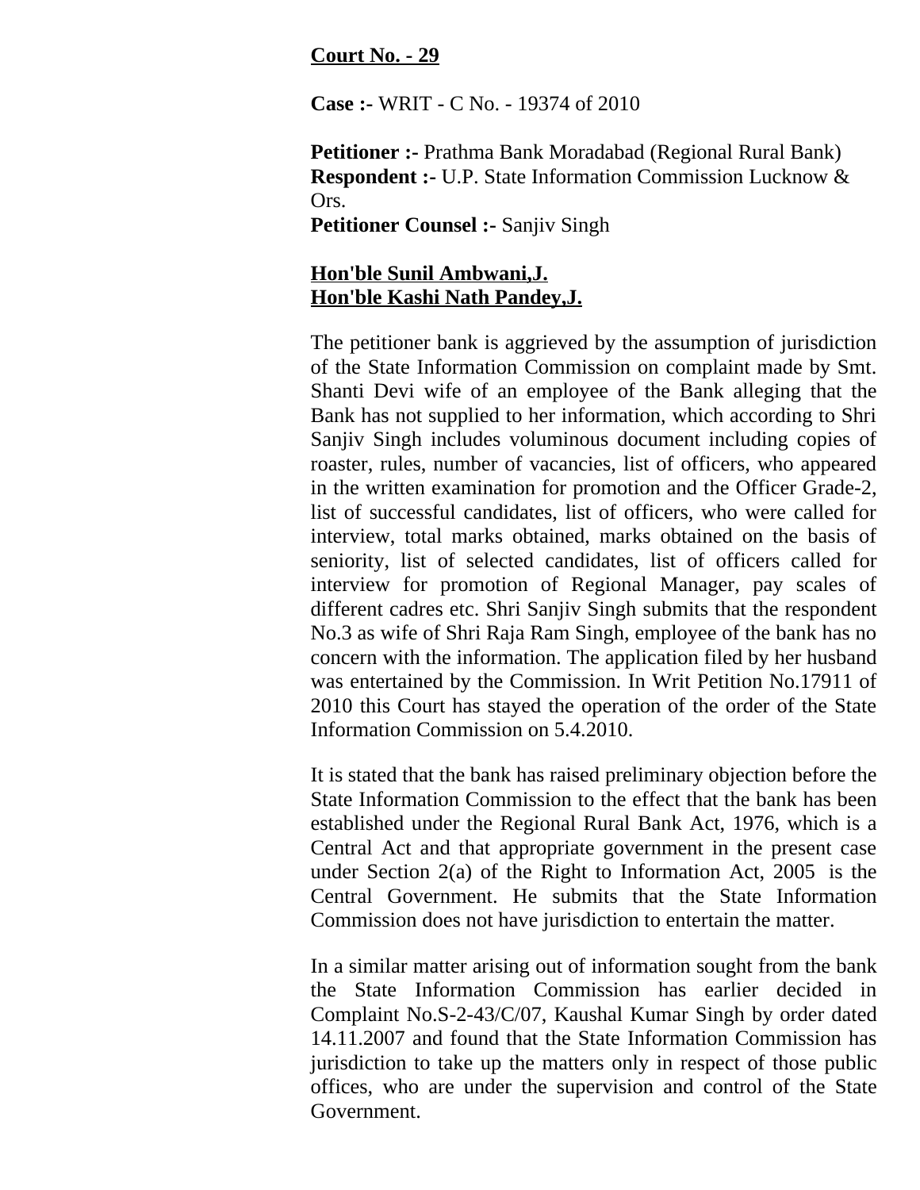**<u>Court No. - 29</u>**

**Case :-** WRIT - C No. - 19374 of 2010

**Petitioner :-** Prathma Bank Moradabad (Regional Rural Bank)
**Respondent :-** U.P. State Information Commission Lucknow & Ors.
**Petitioner Counsel :-** Sanjiv Singh

**<u>Hon'ble Sunil Ambwani,J.</u>**
**<u>Hon'ble Kashi Nath Pandey,J.</u>**

The petitioner bank is aggrieved by the assumption of jurisdiction of the State Information Commission on complaint made by Smt. Shanti Devi wife of an employee of the Bank alleging that the Bank has not supplied to her information, which according to Shri Sanjiv Singh includes voluminous document including copies of roaster, rules, number of vacancies, list of officers, who appeared in the written examination for promotion and the Officer Grade-2, list of successful candidates, list of officers, who were called for interview, total marks obtained, marks obtained on the basis of seniority, list of selected candidates, list of officers called for interview for promotion of Regional Manager, pay scales of different cadres etc. Shri Sanjiv Singh submits that the respondent No.3 as wife of Shri Raja Ram Singh, employee of the bank has no concern with the information. The application filed by her husband was entertained by the Commission. In Writ Petition No.17911 of 2010 this Court has stayed the operation of the order of the State Information Commission on 5.4.2010.

It is stated that the bank has raised preliminary objection before the State Information Commission to the effect that the bank has been established under the Regional Rural Bank Act, 1976, which is a Central Act and that appropriate government in the present case under Section 2(a) of the Right to Information Act, 2005 is the Central Government. He submits that the State Information Commission does not have jurisdiction to entertain the matter.

In a similar matter arising out of information sought from the bank the State Information Commission has earlier decided in Complaint No.S-2-43/C/07, Kaushal Kumar Singh by order dated 14.11.2007 and found that the State Information Commission has jurisdiction to take up the matters only in respect of those public offices, who are under the supervision and control of the State Government.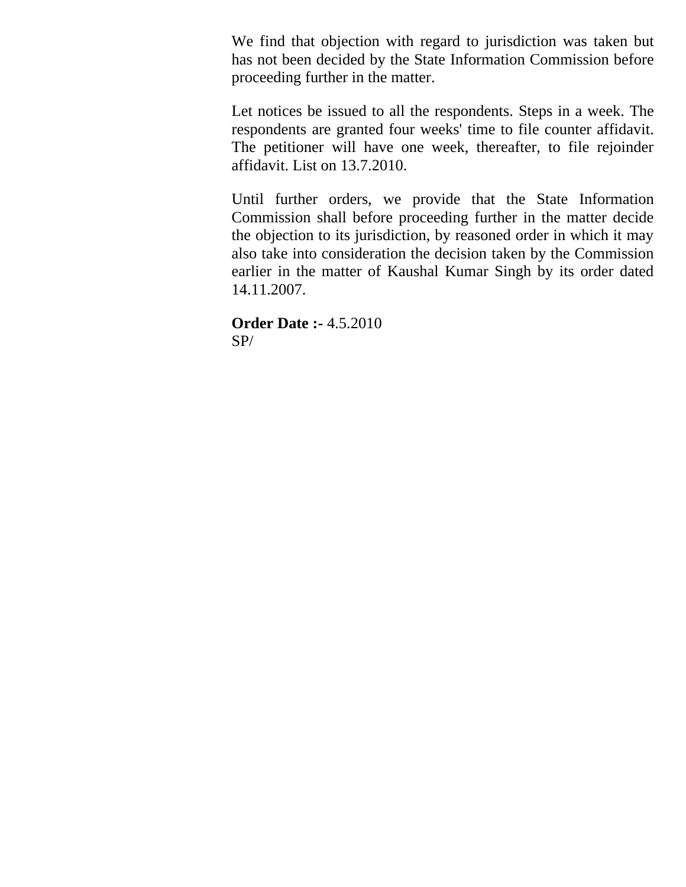We find that objection with regard to jurisdiction was taken but has not been decided by the State Information Commission before proceeding further in the matter.

Let notices be issued to all the respondents. Steps in a week. The respondents are granted four weeks' time to file counter affidavit. The petitioner will have one week, thereafter, to file rejoinder affidavit. List on 13.7.2010.

Until further orders, we provide that the State Information Commission shall before proceeding further in the matter decide the objection to its jurisdiction, by reasoned order in which it may also take into consideration the decision taken by the Commission earlier in the matter of Kaushal Kumar Singh by its order dated 14.11.2007.

**Order Date :-** 4.5.2010
SP/